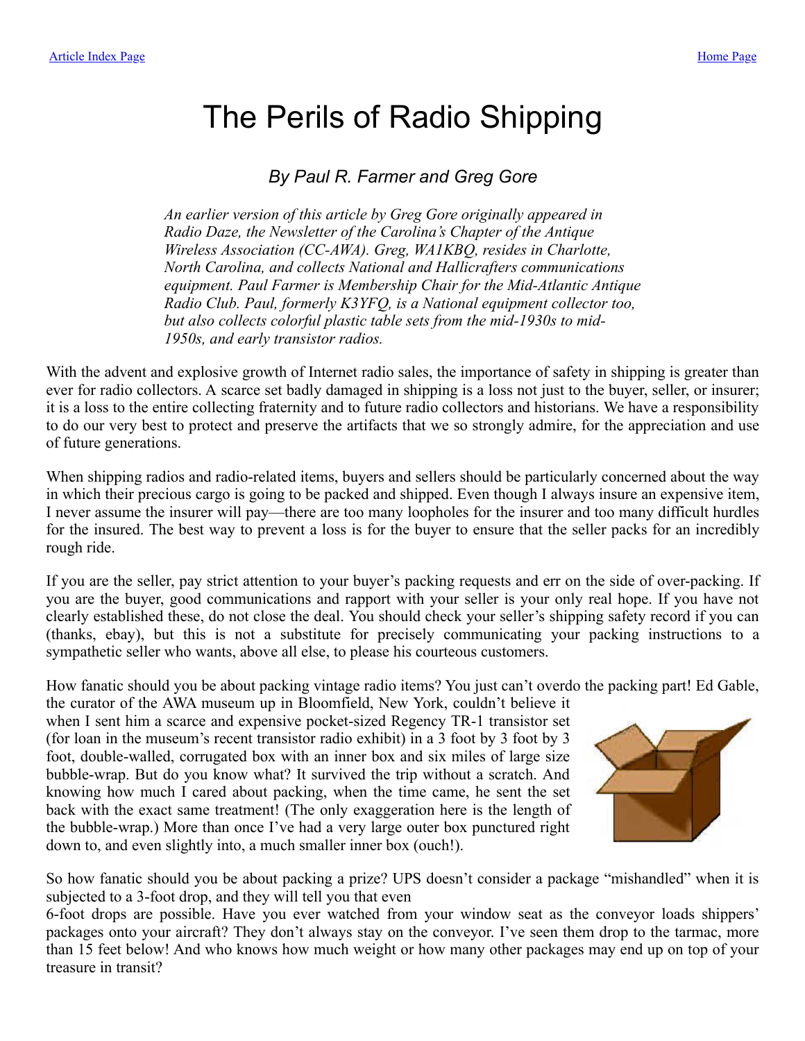Article Index Page Home Page

# The Perils of Radio Shipping

### *By Paul R. Farmer and Greg Gore*

*An earlier version of this article by Greg Gore originally appeared in Radio Daze, the Newsletter of the Carolina's Chapter of the Antique Wireless Association (CC-AWA). Greg, WA1KBQ, resides in Charlotte, North Carolina, and collects National and Hallicrafters communications equipment. Paul Farmer is Membership Chair for the Mid-Atlantic Antique Radio Club. Paul, formerly K3YFQ, is a National equipment collector too, but also collects colorful plastic table sets from the mid-1930s to mid-1950s, and early transistor radios.*

With the advent and explosive growth of Internet radio sales, the importance of safety in shipping is greater than ever for radio collectors. A scarce set badly damaged in shipping is a loss not just to the buyer, seller, or insurer; it is a loss to the entire collecting fraternity and to future radio collectors and historians. We have a responsibility to do our very best to protect and preserve the artifacts that we so strongly admire, for the appreciation and use of future generations.

When shipping radios and radio-related items, buyers and sellers should be particularly concerned about the way in which their precious cargo is going to be packed and shipped. Even though I always insure an expensive item, I never assume the insurer will pay—there are too many loopholes for the insurer and too many difficult hurdles for the insured. The best way to prevent a loss is for the buyer to ensure that the seller packs for an incredibly rough ride.

If you are the seller, pay strict attention to your buyer's packing requests and err on the side of over-packing. If you are the buyer, good communications and rapport with your seller is your only real hope. If you have not clearly established these, do not close the deal. You should check your seller's shipping safety record if you can (thanks, ebay), but this is not a substitute for precisely communicating your packing instructions to a sympathetic seller who wants, above all else, to please his courteous customers.

How fanatic should you be about packing vintage radio items? You just can't overdo the packing part! Ed Gable, the curator of the AWA museum up in Bloomfield, New York, couldn't believe it when I sent him a scarce and expensive pocket-sized Regency TR-1 transistor set (for loan in the museum's recent transistor radio exhibit) in a 3 foot by 3 foot by 3 foot, double-walled, corrugated box with an inner box and six miles of large size bubble-wrap. But do you know what? It survived the trip without a scratch. And knowing how much I cared about packing, when the time came, he sent the set back with the exact same treatment! (The only exaggeration here is the length of the bubble-wrap.) More than once I've had a very large outer box punctured right down to, and even slightly into, a much smaller inner box (ouch!).

So how fanatic should you be about packing a prize? UPS doesn't consider a package "mishandled" when it is subjected to a 3-foot drop, and they will tell you that even 6-foot drops are possible. Have you ever watched from your window seat as the conveyor loads shippers' packages onto your aircraft? They don't always stay on the conveyor. I've seen them drop to the tarmac, more than 15 feet below! And who knows how much weight or how many other packages may end up on top of your treasure in transit?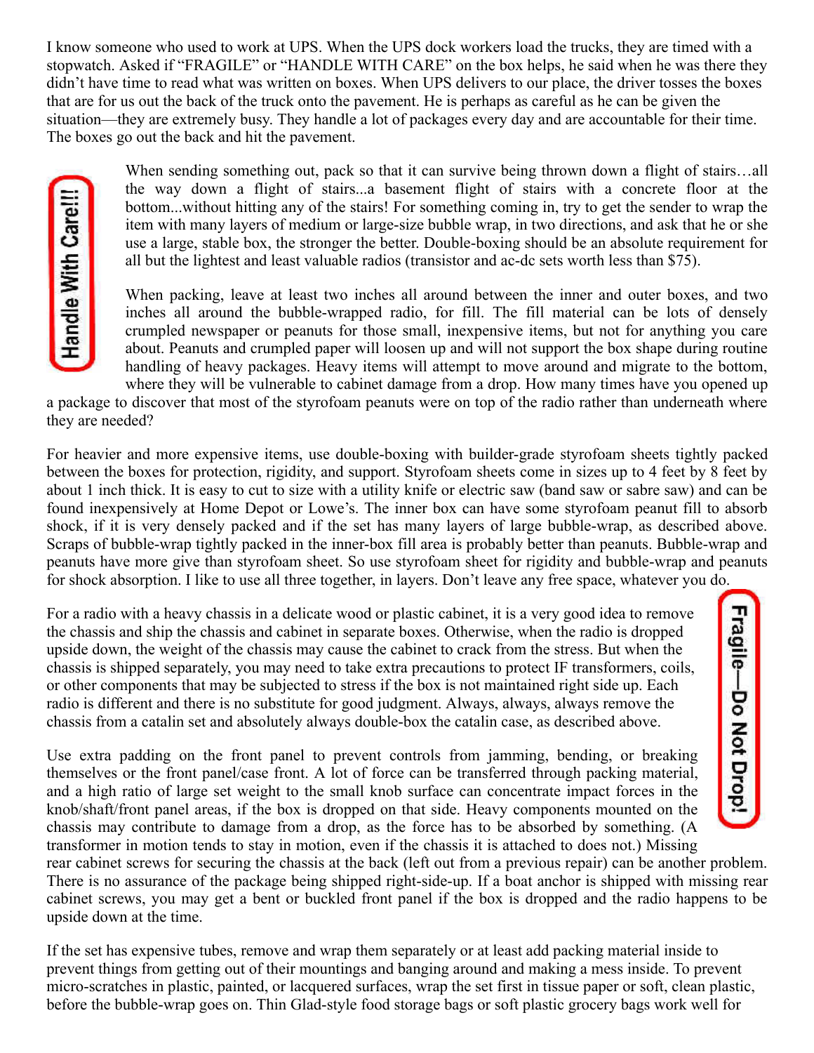I know someone who used to work at UPS. When the UPS dock workers load the trucks, they are timed with a stopwatch. Asked if "FRAGILE" or "HANDLE WITH CARE" on the box helps, he said when he was there they didn't have time to read what was written on boxes. When UPS delivers to our place, the driver tosses the boxes that are for us out the back of the truck onto the pavement. He is perhaps as careful as he can be given the situation—they are extremely busy. They handle a lot of packages every day and are accountable for their time. The boxes go out the back and hit the pavement.

When sending something out, pack so that it can survive being thrown down a flight of stairs…all the way down a flight of stairs...a basement flight of stairs with a concrete floor at the bottom...without hitting any of the stairs! For something coming in, try to get the sender to wrap the item with many layers of medium or large-size bubble wrap, in two directions, and ask that he or she use a large, stable box, the stronger the better. Double-boxing should be an absolute requirement for all but the lightest and least valuable radios (transistor and ac-dc sets worth less than $75).

When packing, leave at least two inches all around between the inner and outer boxes, and two inches all around the bubble-wrapped radio, for fill. The fill material can be lots of densely crumpled newspaper or peanuts for those small, inexpensive items, but not for anything you care about. Peanuts and crumpled paper will loosen up and will not support the box shape during routine handling of heavy packages. Heavy items will attempt to move around and migrate to the bottom, where they will be vulnerable to cabinet damage from a drop. How many times have you opened up a package to discover that most of the styrofoam peanuts were on top of the radio rather than underneath where they are needed?

For heavier and more expensive items, use double-boxing with builder-grade styrofoam sheets tightly packed between the boxes for protection, rigidity, and support. Styrofoam sheets come in sizes up to 4 feet by 8 feet by about 1 inch thick. It is easy to cut to size with a utility knife or electric saw (band saw or sabre saw) and can be found inexpensively at Home Depot or Lowe's. The inner box can have some styrofoam peanut fill to absorb shock, if it is very densely packed and if the set has many layers of large bubble-wrap, as described above. Scraps of bubble-wrap tightly packed in the inner-box fill area is probably better than peanuts. Bubble-wrap and peanuts have more give than styrofoam sheet. So use styrofoam sheet for rigidity and bubble-wrap and peanuts for shock absorption. I like to use all three together, in layers. Don't leave any free space, whatever you do.

For a radio with a heavy chassis in a delicate wood or plastic cabinet, it is a very good idea to remove the chassis and ship the chassis and cabinet in separate boxes. Otherwise, when the radio is dropped upside down, the weight of the chassis may cause the cabinet to crack from the stress. But when the chassis is shipped separately, you may need to take extra precautions to protect IF transformers, coils, or other components that may be subjected to stress if the box is not maintained right side up. Each radio is different and there is no substitute for good judgment. Always, always, always remove the chassis from a catalin set and absolutely always double-box the catalin case, as described above.

Use extra padding on the front panel to prevent controls from jamming, bending, or breaking themselves or the front panel/case front. A lot of force can be transferred through packing material, and a high ratio of large set weight to the small knob surface can concentrate impact forces in the knob/shaft/front panel areas, if the box is dropped on that side. Heavy components mounted on the chassis may contribute to damage from a drop, as the force has to be absorbed by something. (A transformer in motion tends to stay in motion, even if the chassis it is attached to does not.) Missing rear cabinet screws for securing the chassis at the back (left out from a previous repair) can be another problem. There is no assurance of the package being shipped right-side-up. If a boat anchor is shipped with missing rear cabinet screws, you may get a bent or buckled front panel if the box is dropped and the radio happens to be upside down at the time.

If the set has expensive tubes, remove and wrap them separately or at least add packing material inside to prevent things from getting out of their mountings and banging around and making a mess inside. To prevent micro-scratches in plastic, painted, or lacquered surfaces, wrap the set first in tissue paper or soft, clean plastic, before the bubble-wrap goes on. Thin Glad-style food storage bags or soft plastic grocery bags work well for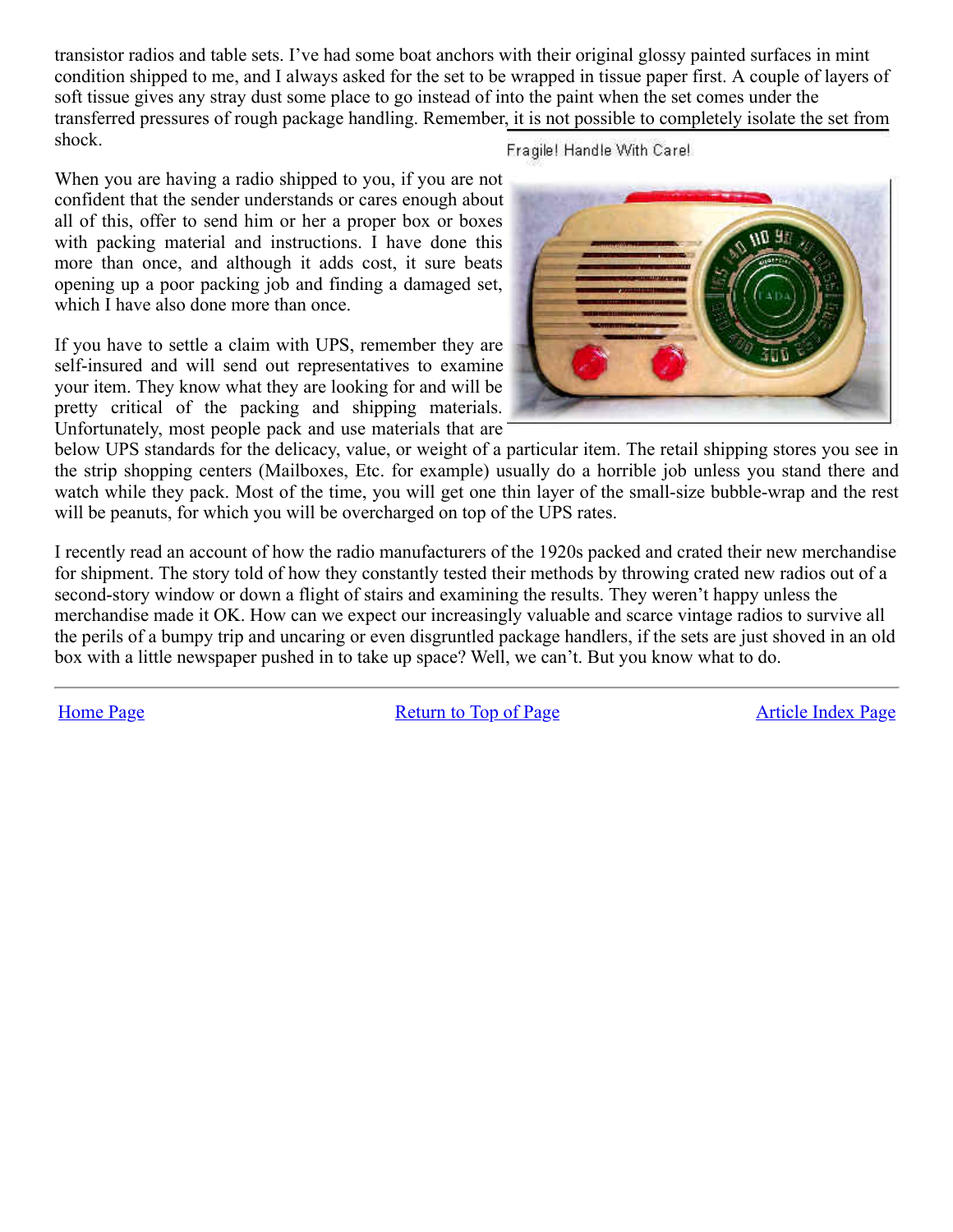transistor radios and table sets. I've had some boat anchors with their original glossy painted surfaces in mint condition shipped to me, and I always asked for the set to be wrapped in tissue paper first. A couple of layers of soft tissue gives any stray dust some place to go instead of into the paint when the set comes under the transferred pressures of rough package handling. Remember, it is not possible to completely isolate the set from shock.

Fragile! Handle With Care!

When you are having a radio shipped to you, if you are not confident that the sender understands or cares enough about all of this, offer to send him or her a proper box or boxes with packing material and instructions. I have done this more than once, and although it adds cost, it sure beats opening up a poor packing job and finding a damaged set, which I have also done more than once.

If you have to settle a claim with UPS, remember they are self-insured and will send out representatives to examine your item. They know what they are looking for and will be pretty critical of the packing and shipping materials. Unfortunately, most people pack and use materials that are below UPS standards for the delicacy, value, or weight of a particular item. The retail shipping stores you see in the strip shopping centers (Mailboxes, Etc. for example) usually do a horrible job unless you stand there and watch while they pack. Most of the time, you will get one thin layer of the small-size bubble-wrap and the rest will be peanuts, for which you will be overcharged on top of the UPS rates.

I recently read an account of how the radio manufacturers of the 1920s packed and crated their new merchandise for shipment. The story told of how they constantly tested their methods by throwing crated new radios out of a second-story window or down a flight of stairs and examining the results. They weren't happy unless the merchandise made it OK. How can we expect our increasingly valuable and scarce vintage radios to survive all the perils of a bumpy trip and uncaring or even disgruntled package handlers, if the sets are just shoved in an old box with a little newspaper pushed in to take up space? Well, we can't. But you know what to do.

---

Home Page | Return to Top of Page | Article Index Page